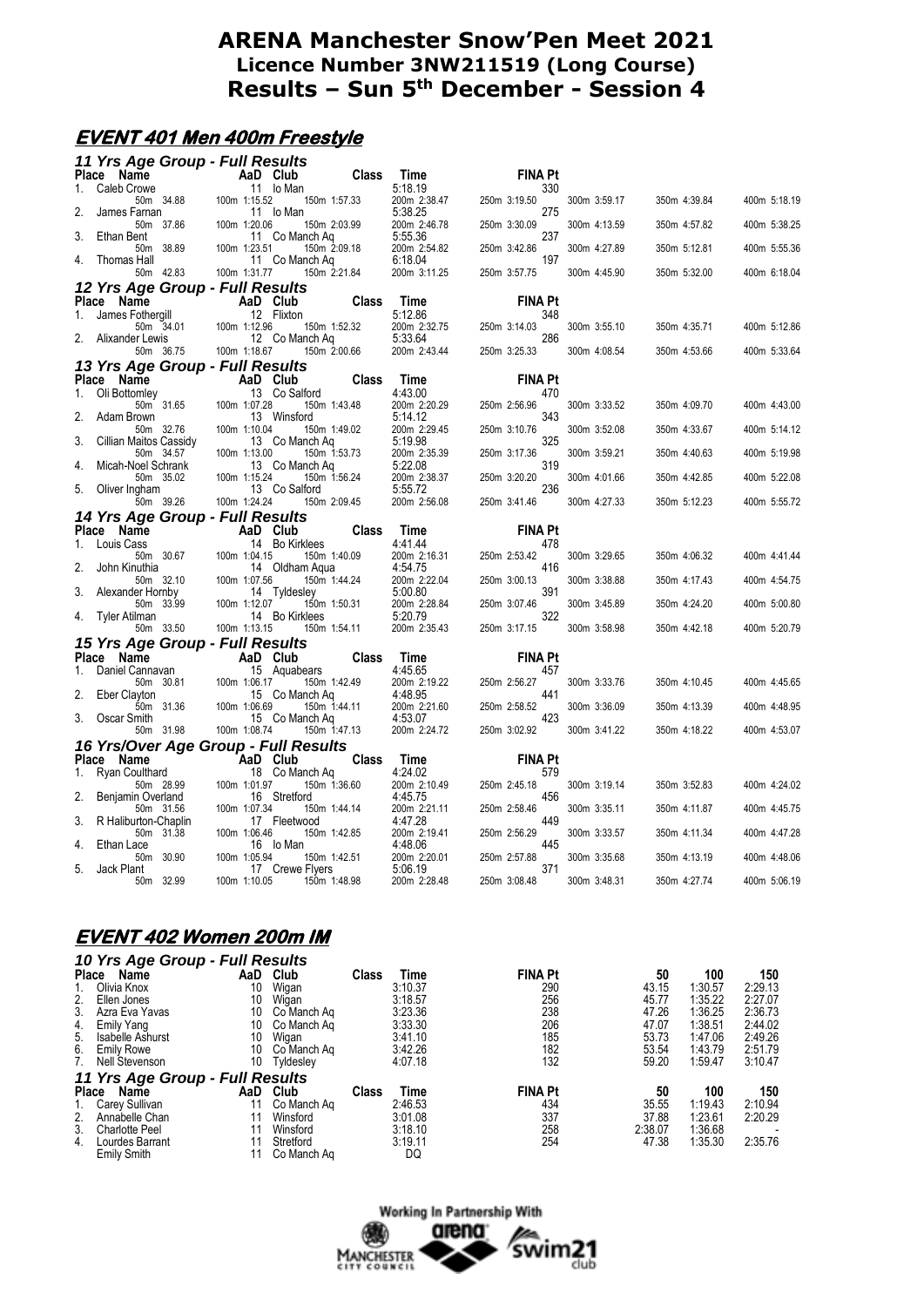# ARENA Manchester Snow'Pen Meet 2021
## Licence Number 3NW211519 (Long Course)
## Results – Sun 5th December - Session 4

## EVENT 401 Men 400m Freestyle

### 11 Yrs Age Group - Full Results

| Place | Name | AaD | Club | Class | Time | FINA Pt |
|---|---|---|---|---|---|---|
| 1. | Caleb Crowe | 11 | Io Man | | 5:18.19 | 330 |
| | 50m 34.88 | 100m 1:15.52 | 150m 1:57.33 | 200m 2:38.47 | 250m 3:19.50 | 300m 3:59.17 / 350m 4:39.84 / 400m 5:18.19 |
| 2. | James Farnan | 11 | Io Man | | 5:38.25 | 275 |
| | 50m 37.86 | 100m 1:20.06 | 150m 2:03.99 | 200m 2:46.78 | 250m 3:30.09 | 300m 4:13.59 / 350m 4:57.82 / 400m 5:38.25 |
| 3. | Ethan Bent | 11 | Co Manch Aq | | 5:55.36 | 237 |
| | 50m 38.89 | 100m 1:23.51 | 150m 2:09.18 | 200m 2:54.82 | 250m 3:42.86 | 300m 4:27.89 / 350m 5:12.81 / 400m 5:55.36 |
| 4. | Thomas Hall | 11 | Co Manch Aq | | 6:18.04 | 197 |
| | 50m 42.83 | 100m 1:31.77 | 150m 2:21.84 | 200m 3:11.25 | 250m 3:57.75 | 300m 4:45.90 / 350m 5:32.00 / 400m 6:18.04 |

### 12 Yrs Age Group - Full Results

| Place | Name | AaD | Club | Class | Time | FINA Pt |
|---|---|---|---|---|---|---|
| 1. | James Fothergill | 12 | Flixton | | 5:12.86 | 348 |
| | 50m 34.01 | 100m 1:12.96 | 150m 1:52.32 | 200m 2:32.75 | 250m 3:14.03 | 300m 3:55.10 / 350m 4:35.71 / 400m 5:12.86 |
| 2. | Alixander Lewis | 12 | Co Manch Aq | | 5:33.64 | 286 |
| | 50m 36.75 | 100m 1:18.67 | 150m 2:00.66 | 200m 2:43.44 | 250m 3:25.33 | 300m 4:08.54 / 350m 4:53.66 / 400m 5:33.64 |

### 13 Yrs Age Group - Full Results

| Place | Name | AaD | Club | Class | Time | FINA Pt |
|---|---|---|---|---|---|---|
| 1. | Oli Bottomley | 13 | Co Salford | | 4:43.00 | 470 |
| | 50m 31.65 | 100m 1:07.28 | 150m 1:43.48 | 200m 2:20.29 | 250m 2:56.96 | 300m 3:33.52 / 350m 4:09.70 / 400m 4:43.00 |
| 2. | Adam Brown | 13 | Winsford | | 5:14.12 | 343 |
| | 50m 32.76 | 100m 1:10.04 | 150m 1:49.02 | 200m 2:29.45 | 250m 3:10.76 | 300m 3:52.08 / 350m 4:33.67 / 400m 5:14.12 |
| 3. | Cillian Maitos Cassidy | 13 | Co Manch Aq | | 5:19.98 | 325 |
| | 50m 34.57 | 100m 1:13.00 | 150m 1:53.73 | 200m 2:35.39 | 250m 3:17.36 | 300m 3:59.21 / 350m 4:40.63 / 400m 5:19.98 |
| 4. | Micah-Noel Schrank | 13 | Co Manch Aq | | 5:22.08 | 319 |
| | 50m 35.02 | 100m 1:15.24 | 150m 1:56.24 | 200m 2:38.37 | 250m 3:20.20 | 300m 4:01.66 / 350m 4:42.85 / 400m 5:22.08 |
| 5. | Oliver Ingham | 13 | Co Salford | | 5:55.72 | 236 |
| | 50m 39.26 | 100m 1:24.24 | 150m 2:09.45 | 200m 2:56.08 | 250m 3:41.46 | 300m 4:27.33 / 350m 5:12.23 / 400m 5:55.72 |

### 14 Yrs Age Group - Full Results

| Place | Name | AaD | Club | Class | Time | FINA Pt |
|---|---|---|---|---|---|---|
| 1. | Louis Cass | 14 | Bo Kirklees | | 4:41.44 | 478 |
| | 50m 30.67 | 100m 1:04.15 | 150m 1:40.09 | 200m 2:16.31 | 250m 2:53.42 | 300m 3:29.65 / 350m 4:06.32 / 400m 4:41.44 |
| 2. | John Kinuthia | 14 | Oldham Aqua | | 4:54.75 | 416 |
| | 50m 32.10 | 100m 1:07.56 | 150m 1:44.24 | 200m 2:22.04 | 250m 3:00.13 | 300m 3:38.88 / 350m 4:17.43 / 400m 4:54.75 |
| 3. | Alexander Hornby | 14 | Tyldesley | | 5:00.80 | 391 |
| | 50m 33.99 | 100m 1:12.07 | 150m 1:50.31 | 200m 2:28.84 | 250m 3:07.46 | 300m 3:45.89 / 350m 4:24.20 / 400m 5:00.80 |
| 4. | Tyler Atilman | 14 | Bo Kirklees | | 5:20.79 | 322 |
| | 50m 33.50 | 100m 1:13.15 | 150m 1:54.11 | 200m 2:35.43 | 250m 3:17.15 | 300m 3:58.98 / 350m 4:42.18 / 400m 5:20.79 |

### 15 Yrs Age Group - Full Results

| Place | Name | AaD | Club | Class | Time | FINA Pt |
|---|---|---|---|---|---|---|
| 1. | Daniel Cannavan | 15 | Aquabears | | 4:45.65 | 457 |
| | 50m 30.81 | 100m 1:06.17 | 150m 1:42.49 | 200m 2:19.22 | 250m 2:56.27 | 300m 3:33.76 / 350m 4:10.45 / 400m 4:45.65 |
| 2. | Eber Clayton | 15 | Co Manch Aq | | 4:48.95 | 441 |
| | 50m 31.36 | 100m 1:06.69 | 150m 1:44.11 | 200m 2:21.60 | 250m 2:58.52 | 300m 3:36.09 / 350m 4:13.39 / 400m 4:48.95 |
| 3. | Oscar Smith | 15 | Co Manch Aq | | 4:53.07 | 423 |
| | 50m 31.98 | 100m 1:08.74 | 150m 1:47.13 | 200m 2:24.72 | 250m 3:02.92 | 300m 3:41.22 / 350m 4:18.22 / 400m 4:53.07 |

### 16 Yrs/Over Age Group - Full Results

| Place | Name | AaD | Club | Class | Time | FINA Pt |
|---|---|---|---|---|---|---|
| 1. | Ryan Coulthard | 18 | Co Manch Aq | | 4:24.02 | 579 |
| | 50m 28.99 | 100m 1:01.97 | 150m 1:36.60 | 200m 2:10.49 | 250m 2:45.18 | 300m 3:19.14 / 350m 3:52.83 / 400m 4:24.02 |
| 2. | Benjamin Overland | 16 | Stretford | | 4:45.75 | 456 |
| | 50m 31.56 | 100m 1:07.34 | 150m 1:44.14 | 200m 2:21.11 | 250m 2:58.46 | 300m 3:35.11 / 350m 4:11.87 / 400m 4:45.75 |
| 3. | R Haliburton-Chaplin | 17 | Fleetwood | | 4:47.28 | 449 |
| | 50m 31.38 | 100m 1:06.46 | 150m 1:42.85 | 200m 2:19.41 | 250m 2:56.29 | 300m 3:33.57 / 350m 4:11.34 / 400m 4:47.28 |
| 4. | Ethan Lace | 16 | Io Man | | 4:48.06 | 445 |
| | 50m 30.90 | 100m 1:05.94 | 150m 1:42.51 | 200m 2:20.01 | 250m 2:57.88 | 300m 3:35.68 / 350m 4:13.19 / 400m 4:48.06 |
| 5. | Jack Plant | 17 | Crewe Flyers | | 5:06.19 | 371 |
| | 50m 32.99 | 100m 1:10.05 | 150m 1:48.98 | 200m 2:28.48 | 250m 3:08.48 | 300m 3:48.31 / 350m 4:27.74 / 400m 5:06.19 |

## EVENT 402 Women 200m IM

### 10 Yrs Age Group - Full Results

| Place | Name | AaD | Club | Class | Time | FINA Pt | 50 | 100 | 150 |
|---|---|---|---|---|---|---|---|---|---|
| 1. | Olivia Knox | 10 | Wigan | | 3:10.37 | 290 | 43.15 | 1:30.57 | 2:29.13 |
| 2. | Ellen Jones | 10 | Wigan | | 3:18.57 | 256 | 45.77 | 1:35.22 | 2:27.07 |
| 3. | Azra Eva Yavas | 10 | Co Manch Aq | | 3:23.36 | 238 | 47.26 | 1:36.25 | 2:36.73 |
| 4. | Emily Yang | 10 | Co Manch Aq | | 3:33.30 | 206 | 47.07 | 1:38.51 | 2:44.02 |
| 5. | Isabelle Ashurst | 10 | Wigan | | 3:41.10 | 185 | 53.73 | 1:47.06 | 2:49.26 |
| 6. | Emily Rowe | 10 | Co Manch Aq | | 3:42.26 | 182 | 53.54 | 1:43.79 | 2:51.79 |
| 7. | Nell Stevenson | 10 | Tyldesley | | 4:07.18 | 132 | 59.20 | 1:59.47 | 3:10.47 |

### 11 Yrs Age Group - Full Results

| Place | Name | AaD | Club | Class | Time | FINA Pt | 50 | 100 | 150 |
|---|---|---|---|---|---|---|---|---|---|
| 1. | Carey Sullivan | 11 | Co Manch Aq | | 2:46.53 | 434 | 35.55 | 1:19.43 | 2:10.94 |
| 2. | Annabelle Chan | 11 | Winsford | | 3:01.08 | 337 | 37.88 | 1:23.61 | 2:20.29 |
| 3. | Charlotte Peel | 11 | Winsford | | 3:18.10 | 258 | 2:38.07 | 1:36.68 | - |
| 4. | Lourdes Barrant | 11 | Stretford | | 3:19.11 | 254 | 47.38 | 1:35.30 | 2:35.76 |
| | Emily Smith | 11 | Co Manch Aq | | DQ | | | | |

Working In Partnership With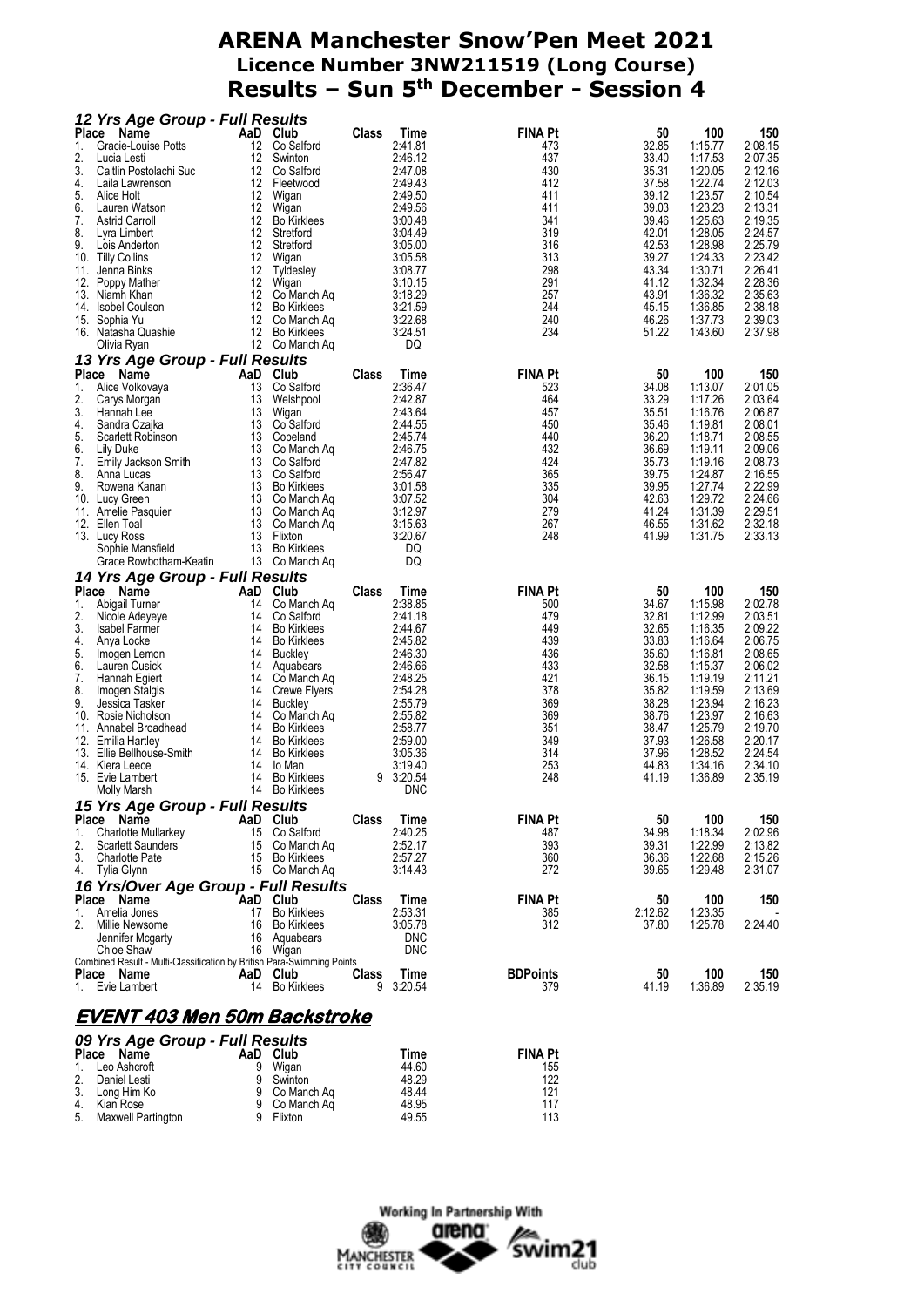# ARENA Manchester Snow'Pen Meet 2021
## Licence Number 3NW211519 (Long Course)
## Results – Sun 5th December - Session 4

### 12 Yrs Age Group - Full Results

| Place | Name | AaD | Club | Class | Time | FINA Pt | 50 | 100 | 150 |
|---|---|---|---|---|---|---|---|---|---|
| 1. | Gracie-Louise Potts | 12 | Co Salford | | 2:41.81 | 473 | 32.85 | 1:15.77 | 2:08.15 |
| 2. | Lucia Lesti | 12 | Swinton | | 2:46.12 | 437 | 33.40 | 1:17.53 | 2:07.35 |
| 3. | Caitlin Postolachi Suc | 12 | Co Salford | | 2:47.08 | 430 | 35.31 | 1:20.05 | 2:12.16 |
| 4. | Laila Lawrenson | 12 | Fleetwood | | 2:49.43 | 412 | 37.58 | 1:22.74 | 2:12.03 |
| 5. | Alice Holt | 12 | Wigan | | 2:49.50 | 411 | 39.12 | 1:23.57 | 2:10.54 |
| 6. | Lauren Watson | 12 | Wigan | | 2:49.56 | 411 | 39.03 | 1:23.23 | 2:13.31 |
| 7. | Astrid Carroll | 12 | Bo Kirklees | | 3:00.48 | 341 | 39.46 | 1:25.63 | 2:19.35 |
| 8. | Lyra Limbert | 12 | Stretford | | 3:04.49 | 319 | 42.01 | 1:28.05 | 2:24.57 |
| 9. | Lois Anderton | 12 | Stretford | | 3:05.00 | 316 | 42.53 | 1:28.98 | 2:25.79 |
| 10. | Tilly Collins | 12 | Wigan | | 3:05.58 | 313 | 39.27 | 1:24.33 | 2:23.42 |
| 11. | Jenna Binks | 12 | Tyldesley | | 3:08.77 | 298 | 43.34 | 1:30.71 | 2:26.41 |
| 12. | Poppy Mather | 12 | Wigan | | 3:10.15 | 291 | 41.12 | 1:32.34 | 2:28.36 |
| 13. | Niamh Khan | 12 | Co Manch Aq | | 3:18.29 | 257 | 43.91 | 1:36.32 | 2:35.63 |
| 14. | Isobel Coulson | 12 | Bo Kirklees | | 3:21.59 | 244 | 45.15 | 1:36.85 | 2:38.18 |
| 15. | Sophia Yu | 12 | Co Manch Aq | | 3:22.68 | 240 | 46.26 | 1:37.73 | 2:39.03 |
| 16. | Natasha Quashie | 12 | Bo Kirklees | | 3:24.51 | 234 | 51.22 | 1:43.60 | 2:37.98 |
| | Olivia Ryan | 12 | Co Manch Aq | | DQ | | | | |

### 13 Yrs Age Group - Full Results

| Place | Name | AaD | Club | Class | Time | FINA Pt | 50 | 100 | 150 |
|---|---|---|---|---|---|---|---|---|---|
| 1. | Alice Volkovaya | 13 | Co Salford | | 2:36.47 | 523 | 34.08 | 1:13.07 | 2:01.05 |
| 2. | Carys Morgan | 13 | Welshpool | | 2:42.87 | 464 | 33.29 | 1:17.26 | 2:03.64 |
| 3. | Hannah Lee | 13 | Wigan | | 2:43.64 | 457 | 35.51 | 1:16.76 | 2:06.87 |
| 4. | Sandra Czajka | 13 | Co Salford | | 2:44.55 | 450 | 35.46 | 1:19.81 | 2:08.01 |
| 5. | Scarlett Robinson | 13 | Copeland | | 2:45.74 | 440 | 36.20 | 1:18.71 | 2:08.55 |
| 6. | Lily Duke | 13 | Co Manch Aq | | 2:46.75 | 432 | 36.69 | 1:19.11 | 2:09.06 |
| 7. | Emily Jackson Smith | 13 | Co Salford | | 2:47.82 | 424 | 35.73 | 1:19.16 | 2:08.73 |
| 8. | Anna Lucas | 13 | Co Salford | | 2:56.47 | 365 | 39.75 | 1:24.87 | 2:16.55 |
| 9. | Rowena Kanan | 13 | Bo Kirklees | | 3:01.58 | 335 | 39.95 | 1:27.74 | 2:22.99 |
| 10. | Lucy Green | 13 | Co Manch Aq | | 3:07.52 | 304 | 42.63 | 1:29.72 | 2:24.66 |
| 11. | Amelie Pasquier | 13 | Co Manch Aq | | 3:12.97 | 279 | 41.24 | 1:31.39 | 2:29.51 |
| 12. | Ellen Toal | 13 | Co Manch Aq | | 3:15.63 | 267 | 46.55 | 1:31.62 | 2:32.18 |
| 13. | Lucy Ross | 13 | Flixton | | 3:20.67 | 248 | 41.99 | 1:31.75 | 2:33.13 |
| | Sophie Mansfield | 13 | Bo Kirklees | | DQ | | | | |
| | Grace Rowbotham-Keatin | 13 | Co Manch Aq | | DQ | | | | |

### 14 Yrs Age Group - Full Results

| Place | Name | AaD | Club | Class | Time | FINA Pt | 50 | 100 | 150 |
|---|---|---|---|---|---|---|---|---|---|
| 1. | Abigail Turner | 14 | Co Manch Aq | | 2:38.85 | 500 | 34.67 | 1:15.98 | 2:02.78 |
| 2. | Nicole Adeyeye | 14 | Co Salford | | 2:41.18 | 479 | 32.81 | 1:12.99 | 2:03.51 |
| 3. | Isabel Farmer | 14 | Bo Kirklees | | 2:44.67 | 449 | 32.65 | 1:16.35 | 2:09.22 |
| 4. | Anya Locke | 14 | Bo Kirklees | | 2:45.82 | 439 | 33.83 | 1:16.64 | 2:06.75 |
| 5. | Imogen Lemon | 14 | Buckley | | 2:46.30 | 436 | 35.60 | 1:16.81 | 2:08.65 |
| 6. | Lauren Cusick | 14 | Aquabears | | 2:46.66 | 433 | 32.58 | 1:15.37 | 2:06.02 |
| 7. | Hannah Egiert | 14 | Co Manch Aq | | 2:48.25 | 421 | 36.15 | 1:19.19 | 2:11.21 |
| 8. | Imogen Stalgis | 14 | Crewe Flyers | | 2:54.28 | 378 | 35.82 | 1:19.59 | 2:13.69 |
| 9. | Jessica Tasker | 14 | Buckley | | 2:55.79 | 369 | 38.28 | 1:23.94 | 2:16.23 |
| 10. | Rosie Nicholson | 14 | Co Manch Aq | | 2:55.82 | 369 | 38.76 | 1:23.97 | 2:16.63 |
| 11. | Annabel Broadhead | 14 | Bo Kirklees | | 2:58.77 | 351 | 38.47 | 1:25.79 | 2:19.70 |
| 12. | Emilia Hartley | 14 | Bo Kirklees | | 2:59.00 | 349 | 37.93 | 1:26.58 | 2:20.17 |
| 13. | Ellie Bellhouse-Smith | 14 | Bo Kirklees | | 3:05.36 | 314 | 37.96 | 1:28.52 | 2:24.54 |
| 14. | Kiera Leece | 14 | Io Man | | 3:19.40 | 253 | 44.83 | 1:34.16 | 2:34.10 |
| 15. | Evie Lambert | 14 | Bo Kirklees | 9 | 3:20.54 | 248 | 41.19 | 1:36.89 | 2:35.19 |
| | Molly Marsh | 14 | Bo Kirklees | | DNC | | | | |

### 15 Yrs Age Group - Full Results

| Place | Name | AaD | Club | Class | Time | FINA Pt | 50 | 100 | 150 |
|---|---|---|---|---|---|---|---|---|---|
| 1. | Charlotte Mullarkey | 15 | Co Salford | | 2:40.25 | 487 | 34.98 | 1:18.34 | 2:02.96 |
| 2. | Scarlett Saunders | 15 | Co Manch Aq | | 2:52.17 | 393 | 39.31 | 1:22.99 | 2:13.82 |
| 3. | Charlotte Pate | 15 | Bo Kirklees | | 2:57.27 | 360 | 36.36 | 1:22.68 | 2:15.26 |
| 4. | Tylia Glynn | 15 | Co Manch Aq | | 3:14.43 | 272 | 39.65 | 1:29.48 | 2:31.07 |

### 16 Yrs/Over Age Group - Full Results

| Place | Name | AaD | Club | Class | Time | FINA Pt | 50 | 100 | 150 |
|---|---|---|---|---|---|---|---|---|---|
| 1. | Amelia Jones | 17 | Bo Kirklees | | 2:53.31 | 385 | 2:12.62 | 1:23.35 | - |
| 2. | Millie Newsome | 16 | Bo Kirklees | | 3:05.78 | 312 | 37.80 | 1:25.78 | 2:24.40 |
| | Jennifer Mcgarty | 16 | Aquabears | | DNC | | | | |
| | Chloe Shaw | 16 | Wigan | | DNC | | | | |

Combined Result - Multi-Classification by British Para-Swimming Points

| Place | Name | AaD | Club | Class | Time | BDPoints | 50 | 100 | 150 |
|---|---|---|---|---|---|---|---|---|---|
| 1. | Evie Lambert | 14 | Bo Kirklees | 9 | 3:20.54 | 379 | 41.19 | 1:36.89 | 2:35.19 |

## EVENT 403 Men 50m Backstroke

### 09 Yrs Age Group - Full Results

| Place | Name | AaD | Club | Time | FINA Pt |
|---|---|---|---|---|---|
| 1. | Leo Ashcroft | 9 | Wigan | 44.60 | 155 |
| 2. | Daniel Lesti | 9 | Swinton | 48.29 | 122 |
| 3. | Long Him Ko | 9 | Co Manch Aq | 48.44 | 121 |
| 4. | Kian Rose | 9 | Co Manch Aq | 48.95 | 117 |
| 5. | Maxwell Partington | 9 | Flixton | 49.55 | 113 |

Working In Partnership With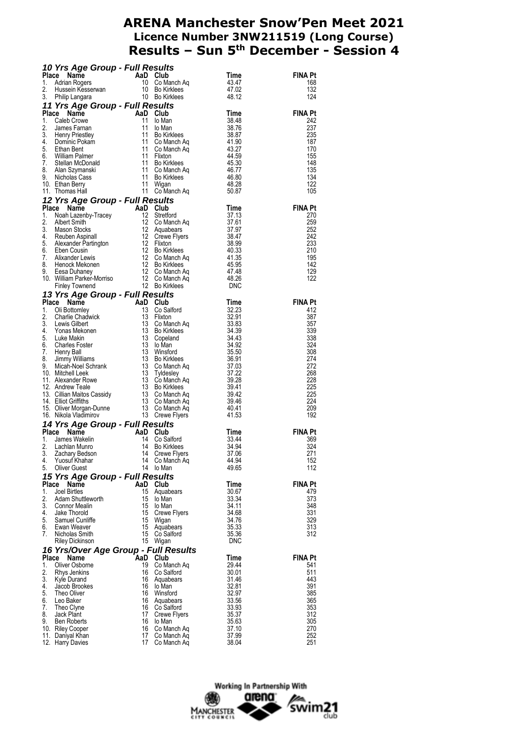# ARENA Manchester Snow'Pen Meet 2021

## Licence Number 3NW211519 (Long Course)

## Results – Sun 5th December - Session 4

### *10 Yrs Age Group - Full Results*

| Place | Name | AaD | Club | Time | FINA Pt |
|---|---|---|---|---|---|
| 1. | Adrian Rogers | 10 | Co Manch Aq | 43.47 | 168 |
| 2. | Hussein Kesserwan | 10 | Bo Kirklees | 47.02 | 132 |
| 3. | Philip Langara | 10 | Bo Kirklees | 48.12 | 124 |

### *11 Yrs Age Group - Full Results*

| Place | Name | AaD | Club | Time | FINA Pt |
|---|---|---|---|---|---|
| 1. | Caleb Crowe | 11 | Io Man | 38.48 | 242 |
| 2. | James Farnan | 11 | Io Man | 38.76 | 237 |
| 3. | Henry Priestley | 11 | Bo Kirklees | 38.87 | 235 |
| 4. | Dominic Pokam | 11 | Co Manch Aq | 41.90 | 187 |
| 5. | Ethan Bent | 11 | Co Manch Aq | 43.27 | 170 |
| 6. | William Palmer | 11 | Flixton | 44.59 | 155 |
| 7. | Stellan McDonald | 11 | Bo Kirklees | 45.30 | 148 |
| 8. | Alan Szymanski | 11 | Co Manch Aq | 46.77 | 135 |
| 9. | Nicholas Cass | 11 | Bo Kirklees | 46.80 | 134 |
| 10. | Ethan Berry | 11 | Wigan | 48.28 | 122 |
| 11. | Thomas Hall | 11 | Co Manch Aq | 50.87 | 105 |

### *12 Yrs Age Group - Full Results*

| Place | Name | AaD | Club | Time | FINA Pt |
|---|---|---|---|---|---|
| 1. | Noah Lazenby-Tracey | 12 | Stretford | 37.13 | 270 |
| 2. | Albert Smith | 12 | Co Manch Aq | 37.61 | 259 |
| 3. | Mason Stocks | 12 | Aquabears | 37.97 | 252 |
| 4. | Reuben Aspinall | 12 | Crewe Flyers | 38.47 | 242 |
| 5. | Alexander Partington | 12 | Flixton | 38.99 | 233 |
| 6. | Eben Cousin | 12 | Bo Kirklees | 40.33 | 210 |
| 7. | Alixander Lewis | 12 | Co Manch Aq | 41.35 | 195 |
| 8. | Henock Mekonen | 12 | Bo Kirklees | 45.95 | 142 |
| 9. | Eesa Duhaney | 12 | Co Manch Aq | 47.48 | 129 |
| 10. | William Parker-Morriso | 12 | Co Manch Aq | 48.26 | 122 |
| | Finley Townend | 12 | Bo Kirklees | DNC | |

### *13 Yrs Age Group - Full Results*

| Place | Name | AaD | Club | Time | FINA Pt |
|---|---|---|---|---|---|
| 1. | Oli Bottomley | 13 | Co Salford | 32.23 | 412 |
| 2. | Charlie Chadwick | 13 | Flixton | 32.91 | 387 |
| 3. | Lewis Gilbert | 13 | Co Manch Aq | 33.83 | 357 |
| 4. | Yonas Mekonen | 13 | Bo Kirklees | 34.39 | 339 |
| 5. | Luke Makin | 13 | Copeland | 34.43 | 338 |
| 6. | Charles Foster | 13 | Io Man | 34.92 | 324 |
| 7. | Henry Ball | 13 | Winsford | 35.50 | 308 |
| 8. | Jimmy Williams | 13 | Bo Kirklees | 36.91 | 274 |
| 9. | Micah-Noel Schrank | 13 | Co Manch Aq | 37.03 | 272 |
| 10. | Mitchell Leek | 13 | Tyldesley | 37.22 | 268 |
| 11. | Alexander Rowe | 13 | Co Manch Aq | 39.28 | 228 |
| 12. | Andrew Teale | 13 | Bo Kirklees | 39.41 | 225 |
| 13. | Cillian Maitos Cassidy | 13 | Co Manch Aq | 39.42 | 225 |
| 14. | Elliot Griffiths | 13 | Co Manch Aq | 39.46 | 224 |
| 15. | Oliver Morgan-Dunne | 13 | Co Manch Aq | 40.41 | 209 |
| 16. | Nikola Vladimirov | 13 | Crewe Flyers | 41.53 | 192 |

### *14 Yrs Age Group - Full Results*

| Place | Name | AaD | Club | Time | FINA Pt |
|---|---|---|---|---|---|
| 1. | James Wakelin | 14 | Co Salford | 33.44 | 369 |
| 2. | Lachlan Munro | 14 | Bo Kirklees | 34.94 | 324 |
| 3. | Zachary Bedson | 14 | Crewe Flyers | 37.06 | 271 |
| 4. | Yuosuf Khahar | 14 | Co Manch Aq | 44.94 | 152 |
| 5. | Oliver Guest | 14 | Io Man | 49.65 | 112 |

### *15 Yrs Age Group - Full Results*

| Place | Name | AaD | Club | Time | FINA Pt |
|---|---|---|---|---|---|
| 1. | Joel Birtles | 15 | Aquabears | 30.67 | 479 |
| 2. | Adam Shuttleworth | 15 | Io Man | 33.34 | 373 |
| 3. | Connor Mealin | 15 | Io Man | 34.11 | 348 |
| 4. | Jake Thorold | 15 | Crewe Flyers | 34.68 | 331 |
| 5. | Samuel Cunliffe | 15 | Wigan | 34.76 | 329 |
| 6. | Ewan Weaver | 15 | Aquabears | 35.33 | 313 |
| 7. | Nicholas Smith | 15 | Co Salford | 35.36 | 312 |
| | Riley Dickinson | 15 | Wigan | DNC | |

### *16 Yrs/Over Age Group - Full Results*

| Place | Name | AaD | Club | Time | FINA Pt |
|---|---|---|---|---|---|
| 1. | Oliver Osborne | 19 | Co Manch Aq | 29.44 | 541 |
| 2. | Rhys Jenkins | 16 | Co Salford | 30.01 | 511 |
| 3. | Kyle Durand | 16 | Aquabears | 31.46 | 443 |
| 4. | Jacob Brookes | 16 | Io Man | 32.81 | 391 |
| 5. | Theo Oliver | 16 | Winsford | 32.97 | 385 |
| 6. | Leo Baker | 16 | Aquabears | 33.56 | 365 |
| 7. | Theo Clyne | 16 | Co Salford | 33.93 | 353 |
| 8. | Jack Plant | 17 | Crewe Flyers | 35.37 | 312 |
| 9. | Ben Roberts | 16 | Io Man | 35.63 | 305 |
| 10. | Riley Cooper | 16 | Co Manch Aq | 37.10 | 270 |
| 11. | Daniyal Khan | 17 | Co Manch Aq | 37.99 | 252 |
| 12. | Harry Davies | 17 | Co Manch Aq | 38.04 | 251 |

Working In Partnership With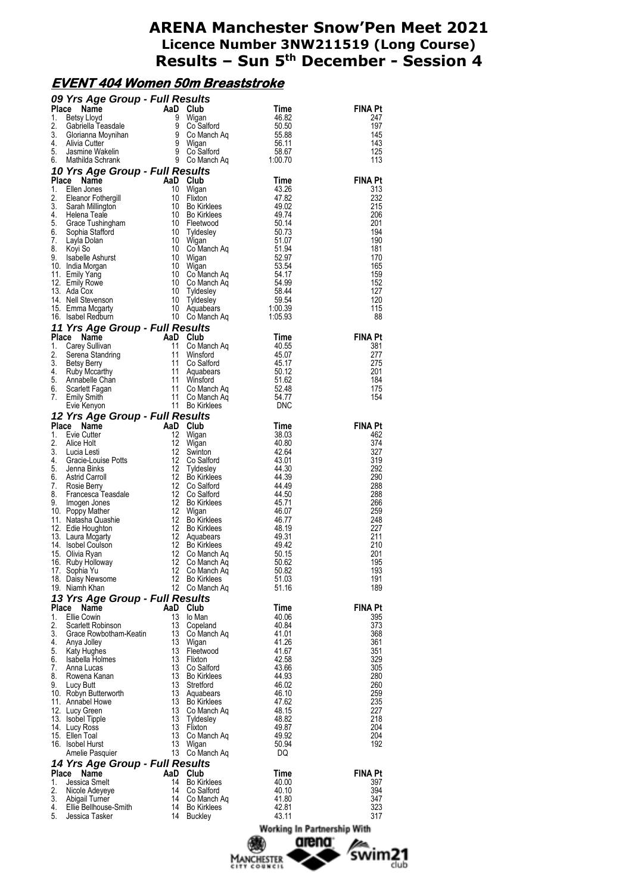# ARENA Manchester Snow'Pen Meet 2021

## Licence Number 3NW211519 (Long Course)

## Results – Sun 5th December - Session 4

### EVENT 404 Women 50m Breaststroke

#### 09 Yrs Age Group - Full Results

| Place | Name | AaD | Club | Time | FINA Pt |
|---|---|---|---|---|---|
| 1. | Betsy Lloyd | 9 | Wigan | 46.82 | 247 |
| 2. | Gabriella Teasdale | 9 | Co Salford | 50.50 | 197 |
| 3. | Glorianna Moynihan | 9 | Co Manch Aq | 55.88 | 145 |
| 4. | Alivia Cutter | 9 | Wigan | 56.11 | 143 |
| 5. | Jasmine Wakelin | 9 | Co Salford | 58.67 | 125 |
| 6. | Mathilda Schrank | 9 | Co Manch Aq | 1:00.70 | 113 |

#### 10 Yrs Age Group - Full Results

| Place | Name | AaD | Club | Time | FINA Pt |
|---|---|---|---|---|---|
| 1. | Ellen Jones | 10 | Wigan | 43.26 | 313 |
| 2. | Eleanor Fothergill | 10 | Flixton | 47.82 | 232 |
| 3. | Sarah Millington | 10 | Bo Kirklees | 49.02 | 215 |
| 4. | Helena Teale | 10 | Bo Kirklees | 49.74 | 206 |
| 5. | Grace Tushingham | 10 | Fleetwood | 50.14 | 201 |
| 6. | Sophia Stafford | 10 | Tyldesley | 50.73 | 194 |
| 7. | Layla Dolan | 10 | Wigan | 51.07 | 190 |
| 8. | Koyi So | 10 | Co Manch Aq | 51.94 | 181 |
| 9. | Isabelle Ashurst | 10 | Wigan | 52.97 | 170 |
| 10. | India Morgan | 10 | Wigan | 53.54 | 165 |
| 11. | Emily Yang | 10 | Co Manch Aq | 54.17 | 159 |
| 12. | Emily Rowe | 10 | Co Manch Aq | 54.99 | 152 |
| 13. | Ada Cox | 10 | Tyldesley | 58.44 | 127 |
| 14. | Nell Stevenson | 10 | Tyldesley | 59.54 | 120 |
| 15. | Emma Mcgarty | 10 | Aquabears | 1:00.39 | 115 |
| 16. | Isabel Redburn | 10 | Co Manch Aq | 1:05.93 | 88 |

#### 11 Yrs Age Group - Full Results

| Place | Name | AaD | Club | Time | FINA Pt |
|---|---|---|---|---|---|
| 1. | Carey Sullivan | 11 | Co Manch Aq | 40.55 | 381 |
| 2. | Serena Standring | 11 | Winsford | 45.07 | 277 |
| 3. | Betsy Berry | 11 | Co Salford | 45.17 | 275 |
| 4. | Ruby Mccarthy | 11 | Aquabears | 50.12 | 201 |
| 5. | Annabelle Chan | 11 | Winsford | 51.62 | 184 |
| 6. | Scarlett Fagan | 11 | Co Manch Aq | 52.48 | 175 |
| 7. | Emily Smith | 11 | Co Manch Aq | 54.77 | 154 |
|  | Evie Kenyon | 11 | Bo Kirklees | DNC |  |

#### 12 Yrs Age Group - Full Results

| Place | Name | AaD | Club | Time | FINA Pt |
|---|---|---|---|---|---|
| 1. | Evie Cutter | 12 | Wigan | 38.03 | 462 |
| 2. | Alice Holt | 12 | Wigan | 40.80 | 374 |
| 3. | Lucia Lesti | 12 | Swinton | 42.64 | 327 |
| 4. | Gracie-Louise Potts | 12 | Co Salford | 43.01 | 319 |
| 5. | Jenna Binks | 12 | Tyldesley | 44.30 | 292 |
| 6. | Astrid Carroll | 12 | Bo Kirklees | 44.39 | 290 |
| 7. | Rosie Berry | 12 | Co Salford | 44.49 | 288 |
| 8. | Francesca Teasdale | 12 | Co Salford | 44.50 | 288 |
| 9. | Imogen Jones | 12 | Bo Kirklees | 45.71 | 266 |
| 10. | Poppy Mather | 12 | Wigan | 46.07 | 259 |
| 11. | Natasha Quashie | 12 | Bo Kirklees | 46.77 | 248 |
| 12. | Edie Houghton | 12 | Bo Kirklees | 48.19 | 227 |
| 13. | Laura Mcgarty | 12 | Aquabears | 49.31 | 211 |
| 14. | Isobel Coulson | 12 | Bo Kirklees | 49.42 | 210 |
| 15. | Olivia Ryan | 12 | Co Manch Aq | 50.15 | 201 |
| 16. | Ruby Holloway | 12 | Co Manch Aq | 50.62 | 195 |
| 17. | Sophia Yu | 12 | Co Manch Aq | 50.82 | 193 |
| 18. | Daisy Newsome | 12 | Bo Kirklees | 51.03 | 191 |
| 19. | Niamh Khan | 12 | Co Manch Aq | 51.16 | 189 |

#### 13 Yrs Age Group - Full Results

| Place | Name | AaD | Club | Time | FINA Pt |
|---|---|---|---|---|---|
| 1. | Ellie Cowin | 13 | Io Man | 40.06 | 395 |
| 2. | Scarlett Robinson | 13 | Copeland | 40.84 | 373 |
| 3. | Grace Rowbotham-Keatin | 13 | Co Manch Aq | 41.01 | 368 |
| 4. | Anya Jolley | 13 | Wigan | 41.26 | 361 |
| 5. | Katy Hughes | 13 | Fleetwood | 41.67 | 351 |
| 6. | Isabella Holmes | 13 | Flixton | 42.58 | 329 |
| 7. | Anna Lucas | 13 | Co Salford | 43.66 | 305 |
| 8. | Rowena Kanan | 13 | Bo Kirklees | 44.93 | 280 |
| 9. | Lucy Butt | 13 | Stretford | 46.02 | 260 |
| 10. | Robyn Butterworth | 13 | Aquabears | 46.10 | 259 |
| 11. | Annabel Howe | 13 | Bo Kirklees | 47.62 | 235 |
| 12. | Lucy Green | 13 | Co Manch Aq | 48.15 | 227 |
| 13. | Isobel Tipple | 13 | Tyldesley | 48.82 | 218 |
| 14. | Lucy Ross | 13 | Flixton | 49.87 | 204 |
| 15. | Ellen Toal | 13 | Co Manch Aq | 49.92 | 204 |
| 16. | Isobel Hurst | 13 | Wigan | 50.94 | 192 |
|  | Amelie Pasquier | 13 | Co Manch Aq | DQ |  |

#### 14 Yrs Age Group - Full Results

| Place | Name | AaD | Club | Time | FINA Pt |
|---|---|---|---|---|---|
| 1. | Jessica Smelt | 14 | Bo Kirklees | 40.00 | 397 |
| 2. | Nicole Adeyeye | 14 | Co Salford | 40.10 | 394 |
| 3. | Abigail Turner | 14 | Co Manch Aq | 41.80 | 347 |
| 4. | Ellie Bellhouse-Smith | 14 | Bo Kirklees | 42.81 | 323 |
| 5. | Jessica Tasker | 14 | Buckley | 43.11 | 317 |

Working In Partnership With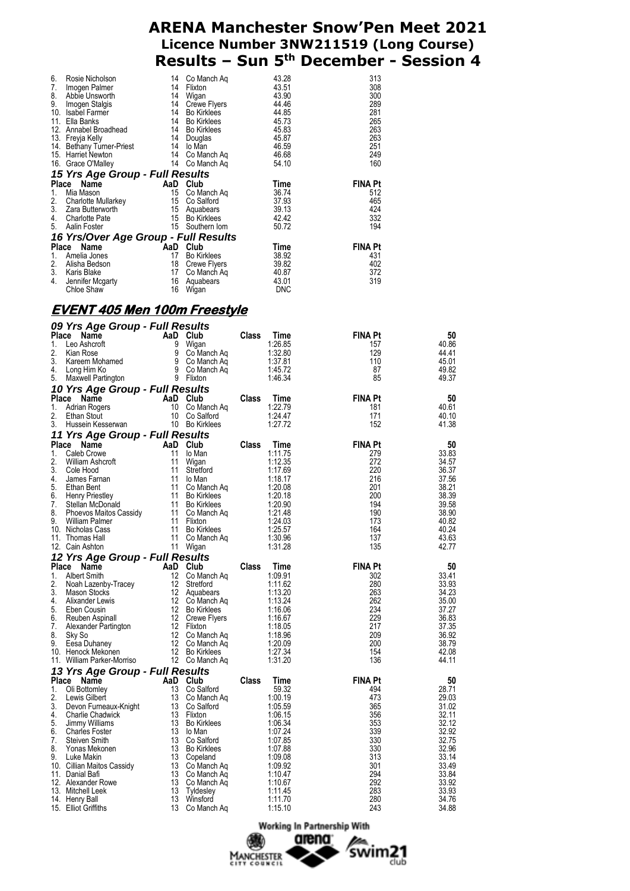# ARENA Manchester Snow'Pen Meet 2021
## Licence Number 3NW211519 (Long Course)
## Results – Sun 5th December - Session 4

| Place | Name | AaD | Club | Time | FINA Pt |
|---|---|---|---|---|---|
| 6. | Rosie Nicholson | 14 | Co Manch Aq | 43.28 | 313 |
| 7. | Imogen Palmer | 14 | Flixton | 43.51 | 308 |
| 8. | Abbie Unsworth | 14 | Wigan | 43.90 | 300 |
| 9. | Imogen Stalgis | 14 | Crewe Flyers | 44.46 | 289 |
| 10. | Isabel Farmer | 14 | Bo Kirklees | 44.85 | 281 |
| 11. | Ella Banks | 14 | Bo Kirklees | 45.73 | 265 |
| 12. | Annabel Broadhead | 14 | Bo Kirklees | 45.83 | 263 |
| 13. | Freyja Kelly | 14 | Douglas | 45.87 | 263 |
| 14. | Bethany Turner-Priest | 14 | Io Man | 46.59 | 251 |
| 15. | Harriet Newton | 14 | Co Manch Aq | 46.68 | 249 |
| 16. | Grace O'Malley | 14 | Co Manch Aq | 54.10 | 160 |

### 15 Yrs Age Group - Full Results

| Place | Name | AaD | Club | Time | FINA Pt |
|---|---|---|---|---|---|
| 1. | Mia Mason | 15 | Co Manch Aq | 36.74 | 512 |
| 2. | Charlotte Mullarkey | 15 | Co Salford | 37.93 | 465 |
| 3. | Zara Butterworth | 15 | Aquabears | 39.13 | 424 |
| 4. | Charlotte Pate | 15 | Bo Kirklees | 42.42 | 332 |
| 5. | Aalin Foster | 15 | Southern Iom | 50.72 | 194 |

### 16 Yrs/Over Age Group - Full Results

| Place | Name | AaD | Club | Time | FINA Pt |
|---|---|---|---|---|---|
| 1. | Amelia Jones | 17 | Bo Kirklees | 38.92 | 431 |
| 2. | Alisha Bedson | 18 | Crewe Flyers | 39.82 | 402 |
| 3. | Karis Blake | 17 | Co Manch Aq | 40.87 | 372 |
| 4. | Jennifer Mcgarty | 16 | Aquabears | 43.01 | 319 |
| | Chloe Shaw | 16 | Wigan | DNC | |

## EVENT 405 Men 100m Freestyle

### 09 Yrs Age Group - Full Results

| Place | Name | AaD | Club | Class | Time | FINA Pt | 50 |
|---|---|---|---|---|---|---|---|
| 1. | Leo Ashcroft | 9 | Wigan | | 1:26.85 | 157 | 40.86 |
| 2. | Kian Rose | 9 | Co Manch Aq | | 1:32.80 | 129 | 44.41 |
| 3. | Kareem Mohamed | 9 | Co Manch Aq | | 1:37.81 | 110 | 45.01 |
| 4. | Long Him Ko | 9 | Co Manch Aq | | 1:45.72 | 87 | 49.82 |
| 5. | Maxwell Partington | 9 | Flixton | | 1:46.34 | 85 | 49.37 |

### 10 Yrs Age Group - Full Results

| Place | Name | AaD | Club | Class | Time | FINA Pt | 50 |
|---|---|---|---|---|---|---|---|
| 1. | Adrian Rogers | 10 | Co Manch Aq | | 1:22.79 | 181 | 40.61 |
| 2. | Ethan Stout | 10 | Co Salford | | 1:24.47 | 171 | 40.10 |
| 3. | Hussein Kesserwan | 10 | Bo Kirklees | | 1:27.72 | 152 | 41.38 |

### 11 Yrs Age Group - Full Results

| Place | Name | AaD | Club | Class | Time | FINA Pt | 50 |
|---|---|---|---|---|---|---|---|
| 1. | Caleb Crowe | 11 | Io Man | | 1:11.75 | 279 | 33.83 |
| 2. | William Ashcroft | 11 | Wigan | | 1:12.35 | 272 | 34.57 |
| 3. | Cole Hood | 11 | Stretford | | 1:17.69 | 220 | 36.37 |
| 4. | James Farnan | 11 | Io Man | | 1:18.17 | 216 | 37.56 |
| 5. | Ethan Bent | 11 | Co Manch Aq | | 1:20.08 | 201 | 38.21 |
| 6. | Henry Priestley | 11 | Bo Kirklees | | 1:20.18 | 200 | 38.39 |
| 7. | Stellan McDonald | 11 | Bo Kirklees | | 1:20.90 | 194 | 39.58 |
| 8. | Phoevos Maitos Cassidy | 11 | Co Manch Aq | | 1:21.48 | 190 | 38.90 |
| 9. | William Palmer | 11 | Flixton | | 1:24.03 | 173 | 40.82 |
| 10. | Nicholas Cass | 11 | Bo Kirklees | | 1:25.57 | 164 | 40.24 |
| 11. | Thomas Hall | 11 | Co Manch Aq | | 1:30.96 | 137 | 43.63 |
| 12. | Cain Ashton | 11 | Wigan | | 1:31.28 | 135 | 42.77 |

### 12 Yrs Age Group - Full Results

| Place | Name | AaD | Club | Class | Time | FINA Pt | 50 |
|---|---|---|---|---|---|---|---|
| 1. | Albert Smith | 12 | Co Manch Aq | | 1:09.91 | 302 | 33.41 |
| 2. | Noah Lazenby-Tracey | 12 | Stretford | | 1:11.62 | 280 | 33.93 |
| 3. | Mason Stocks | 12 | Aquabears | | 1:13.20 | 263 | 34.23 |
| 4. | Alixander Lewis | 12 | Co Manch Aq | | 1:13.24 | 262 | 35.00 |
| 5. | Eben Cousin | 12 | Bo Kirklees | | 1:16.06 | 234 | 37.27 |
| 6. | Reuben Aspinall | 12 | Crewe Flyers | | 1:16.67 | 229 | 36.83 |
| 7. | Alexander Partington | 12 | Flixton | | 1:18.05 | 217 | 37.35 |
| 8. | Sky So | 12 | Co Manch Aq | | 1:18.96 | 209 | 36.92 |
| 9. | Eesa Duhaney | 12 | Co Manch Aq | | 1:20.09 | 200 | 38.79 |
| 10. | Henock Mekonen | 12 | Bo Kirklees | | 1:27.34 | 154 | 42.08 |
| 11. | William Parker-Morriso | 12 | Co Manch Aq | | 1:31.20 | 136 | 44.11 |

### 13 Yrs Age Group - Full Results

| Place | Name | AaD | Club | Class | Time | FINA Pt | 50 |
|---|---|---|---|---|---|---|---|
| 1. | Oli Bottomley | 13 | Co Salford | | 59.32 | 494 | 28.71 |
| 2. | Lewis Gilbert | 13 | Co Manch Aq | | 1:00.19 | 473 | 29.03 |
| 3. | Devon Furneaux-Knight | 13 | Co Salford | | 1:05.59 | 365 | 31.02 |
| 4. | Charlie Chadwick | 13 | Flixton | | 1:06.15 | 356 | 32.11 |
| 5. | Jimmy Williams | 13 | Bo Kirklees | | 1:06.34 | 353 | 32.12 |
| 6. | Charles Foster | 13 | Io Man | | 1:07.24 | 339 | 32.92 |
| 7. | Steiven Smith | 13 | Co Salford | | 1:07.85 | 330 | 32.75 |
| 8. | Yonas Mekonen | 13 | Bo Kirklees | | 1:07.88 | 330 | 32.96 |
| 9. | Luke Makin | 13 | Copeland | | 1:09.08 | 313 | 33.14 |
| 10. | Cillian Maitos Cassidy | 13 | Co Manch Aq | | 1:09.92 | 301 | 33.49 |
| 11. | Danial Bafi | 13 | Co Manch Aq | | 1:10.47 | 294 | 33.84 |
| 12. | Alexander Rowe | 13 | Co Manch Aq | | 1:10.67 | 292 | 33.92 |
| 13. | Mitchell Leek | 13 | Tyldesley | | 1:11.45 | 283 | 33.93 |
| 14. | Henry Ball | 13 | Winsford | | 1:11.70 | 280 | 34.76 |
| 15. | Elliot Griffiths | 13 | Co Manch Aq | | 1:15.10 | 243 | 34.88 |

Working In Partnership With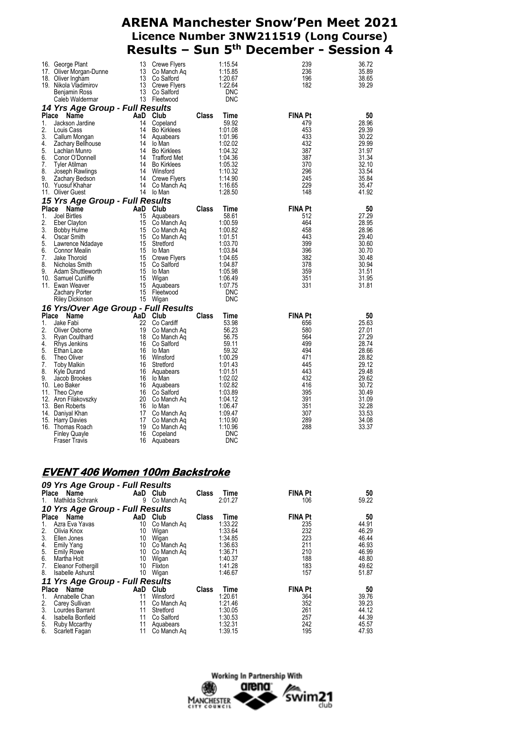| Place | Name | AaD | Club | Class | Time | FINA Pt | 50 |
|---|---|---|---|---|---|---|---|
| 16. | George Plant | 13 | Crewe Flyers | | 1:15.54 | 239 | 36.72 |
| 17. | Oliver Morgan-Dunne | 13 | Co Manch Aq | | 1:15.85 | 236 | 35.89 |
| 18. | Oliver Ingham | 13 | Co Salford | | 1:20.67 | 196 | 38.65 |
| 19. | Nikola Vladimirov | 13 | Crewe Flyers | | 1:22.64 | 182 | 39.29 |
| | Benjamin Ross | 13 | Co Salford | | DNC | | |
| | Caleb Waldermar | 13 | Fleetwood | | DNC | | |

### 14 Yrs Age Group - Full Results

| Place | Name | AaD | Club | Class | Time | FINA Pt | 50 |
|---|---|---|---|---|---|---|---|
| 1. | Jackson Jardine | 14 | Copeland | | 59.92 | 479 | 28.96 |
| 2. | Louis Cass | 14 | Bo Kirklees | | 1:01.08 | 453 | 29.39 |
| 3. | Callum Mongan | 14 | Aquabears | | 1:01.96 | 433 | 30.22 |
| 4. | Zachary Bellhouse | 14 | Io Man | | 1:02.02 | 432 | 29.99 |
| 5. | Lachlan Munro | 14 | Bo Kirklees | | 1:04.32 | 387 | 31.97 |
| 6. | Conor O'Donnell | 14 | Trafford Met | | 1:04.36 | 387 | 31.34 |
| 7. | Tyler Atilman | 14 | Bo Kirklees | | 1:05.32 | 370 | 32.10 |
| 8. | Joseph Rawlings | 14 | Winsford | | 1:10.32 | 296 | 33.54 |
| 9. | Zachary Bedson | 14 | Crewe Flyers | | 1:14.90 | 245 | 35.84 |
| 10. | Yuosuf Khahar | 14 | Co Manch Aq | | 1:16.65 | 229 | 35.47 |
| 11. | Oliver Guest | 14 | Io Man | | 1:28.50 | 148 | 41.92 |

### 15 Yrs Age Group - Full Results

| Place | Name | AaD | Club | Class | Time | FINA Pt | 50 |
|---|---|---|---|---|---|---|---|
| 1. | Joel Birtles | 15 | Aquabears | | 58.61 | 512 | 27.29 |
| 2. | Eber Clayton | 15 | Co Manch Aq | | 1:00.59 | 464 | 28.95 |
| 3. | Bobby Hulme | 15 | Co Manch Aq | | 1:00.82 | 458 | 28.96 |
| 4. | Oscar Smith | 15 | Co Manch Aq | | 1:01.51 | 443 | 29.40 |
| 5. | Lawrence Ndadaye | 15 | Stretford | | 1:03.70 | 399 | 30.60 |
| 6. | Connor Mealin | 15 | Io Man | | 1:03.84 | 396 | 30.70 |
| 7. | Jake Thorold | 15 | Crewe Flyers | | 1:04.65 | 382 | 30.48 |
| 8. | Nicholas Smith | 15 | Co Salford | | 1:04.87 | 378 | 30.94 |
| 9. | Adam Shuttleworth | 15 | Io Man | | 1:05.98 | 359 | 31.51 |
| 10. | Samuel Cunliffe | 15 | Wigan | | 1:06.49 | 351 | 31.95 |
| 11. | Ewan Weaver | 15 | Aquabears | | 1:07.75 | 331 | 31.81 |
| | Zachary Porter | 15 | Fleetwood | | DNC | | |
| | Riley Dickinson | 15 | Wigan | | DNC | | |

### 16 Yrs/Over Age Group - Full Results

| Place | Name | AaD | Club | Class | Time | FINA Pt | 50 |
|---|---|---|---|---|---|---|---|
| 1. | Jake Fabi | 22 | Co Cardiff | | 53.98 | 656 | 25.63 |
| 2. | Oliver Osborne | 19 | Co Manch Aq | | 56.23 | 580 | 27.01 |
| 3. | Ryan Coulthard | 18 | Co Manch Aq | | 56.75 | 564 | 27.29 |
| 4. | Rhys Jenkins | 16 | Co Salford | | 59.11 | 499 | 28.74 |
| 5. | Ethan Lace | 16 | Io Man | | 59.32 | 494 | 28.66 |
| 6. | Theo Oliver | 16 | Winsford | | 1:00.29 | 471 | 28.82 |
| 7. | Toby Malkin | 16 | Stretford | | 1:01.43 | 445 | 29.12 |
| 8. | Kyle Durand | 16 | Aquabears | | 1:01.51 | 443 | 29.48 |
| 9. | Jacob Brookes | 16 | Io Man | | 1:02.02 | 432 | 29.62 |
| 10. | Leo Baker | 16 | Aquabears | | 1:02.82 | 416 | 30.72 |
| 11. | Theo Clyne | 16 | Co Salford | | 1:03.89 | 395 | 30.49 |
| 12. | Aron Filakovszky | 20 | Co Manch Aq | | 1:04.12 | 391 | 31.09 |
| 13. | Ben Roberts | 16 | Io Man | | 1:06.47 | 351 | 32.28 |
| 14. | Daniyal Khan | 17 | Co Manch Aq | | 1:09.47 | 307 | 33.53 |
| 15. | Harry Davies | 17 | Co Manch Aq | | 1:10.90 | 289 | 34.08 |
| 16. | Thomas Roach | 19 | Co Manch Aq | | 1:10.96 | 288 | 33.37 |
| | Finley Quayle | 16 | Copeland | | DNC | | |
| | Fraser Travis | 16 | Aquabears | | DNC | | |

## EVENT 406 Women 100m Backstroke

### 09 Yrs Age Group - Full Results

| Place | Name | AaD | Club | Class | Time | FINA Pt | 50 |
|---|---|---|---|---|---|---|---|
| 1. | Mathilda Schrank | 9 | Co Manch Aq | | 2:01.27 | 106 | 59.22 |

### 10 Yrs Age Group - Full Results

| Place | Name | AaD | Club | Class | Time | FINA Pt | 50 |
|---|---|---|---|---|---|---|---|
| 1. | Azra Eva Yavas | 10 | Co Manch Aq | | 1:33.22 | 235 | 44.91 |
| 2. | Olivia Knox | 10 | Wigan | | 1:33.64 | 232 | 46.29 |
| 3. | Ellen Jones | 10 | Wigan | | 1:34.85 | 223 | 46.44 |
| 4. | Emily Yang | 10 | Co Manch Aq | | 1:36.63 | 211 | 46.93 |
| 5. | Emily Rowe | 10 | Co Manch Aq | | 1:36.71 | 210 | 46.99 |
| 6. | Martha Holt | 10 | Wigan | | 1:40.37 | 188 | 48.80 |
| 7. | Eleanor Fothergill | 10 | Flixton | | 1:41.28 | 183 | 49.62 |
| 8. | Isabelle Ashurst | 10 | Wigan | | 1:46.67 | 157 | 51.87 |

### 11 Yrs Age Group - Full Results

| Place | Name | AaD | Club | Class | Time | FINA Pt | 50 |
|---|---|---|---|---|---|---|---|
| 1. | Annabelle Chan | 11 | Winsford | | 1:20.61 | 364 | 39.76 |
| 2. | Carey Sullivan | 11 | Co Manch Aq | | 1:21.46 | 352 | 39.23 |
| 3. | Lourdes Barrant | 11 | Stretford | | 1:30.05 | 261 | 44.12 |
| 4. | Isabella Bonfield | 11 | Co Salford | | 1:30.53 | 257 | 44.39 |
| 5. | Ruby Mccarthy | 11 | Aquabears | | 1:32.31 | 242 | 45.57 |
| 6. | Scarlett Fagan | 11 | Co Manch Aq | | 1:39.15 | 195 | 47.93 |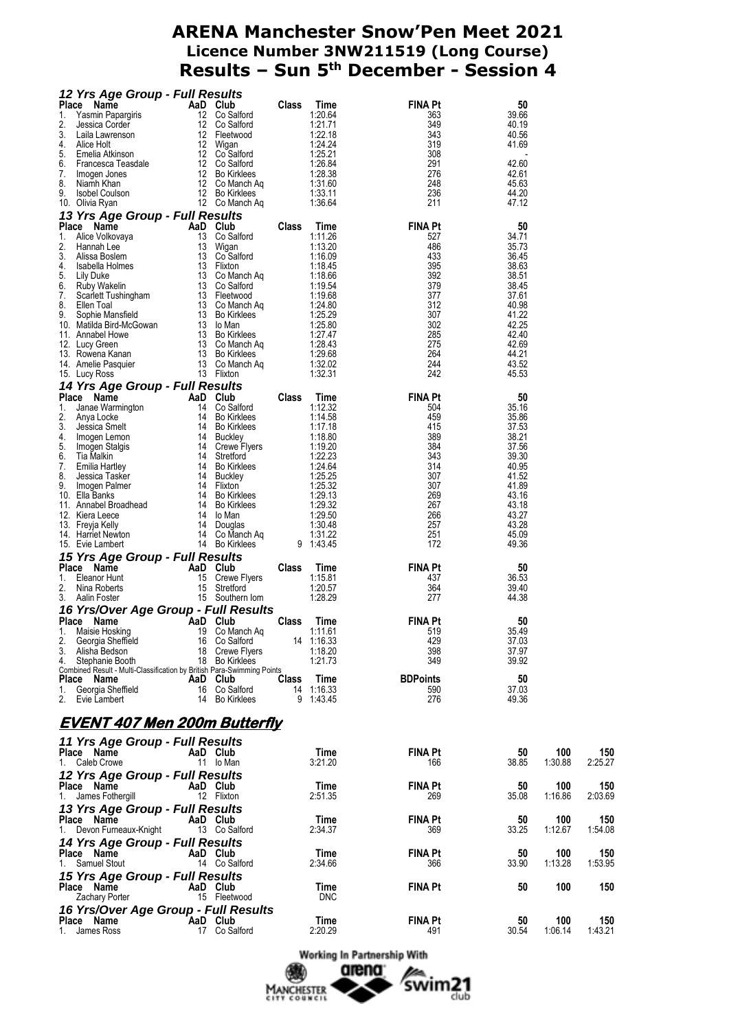# ARENA Manchester Snow'Pen Meet 2021
## Licence Number 3NW211519 (Long Course)
## Results – Sun 5th December - Session 4

### 12 Yrs Age Group - Full Results

| Place | Name | AaD | Club | Class | Time | FINA Pt | 50 |
|---|---|---|---|---|---|---|---|
| 1. | Yasmin Papargiris | 12 | Co Salford | | 1:20.64 | 363 | 39.66 |
| 2. | Jessica Corder | 12 | Co Salford | | 1:21.71 | 349 | 40.19 |
| 3. | Laila Lawrenson | 12 | Fleetwood | | 1:22.18 | 343 | 40.56 |
| 4. | Alice Holt | 12 | Wigan | | 1:24.24 | 319 | 41.69 |
| 5. | Emelia Atkinson | 12 | Co Salford | | 1:25.21 | 308 | - |
| 6. | Francesca Teasdale | 12 | Co Salford | | 1:26.84 | 291 | 42.60 |
| 7. | Imogen Jones | 12 | Bo Kirklees | | 1:28.38 | 276 | 42.61 |
| 8. | Niamh Khan | 12 | Co Manch Aq | | 1:31.60 | 248 | 45.63 |
| 9. | Isobel Coulson | 12 | Bo Kirklees | | 1:33.11 | 236 | 44.20 |
| 10. | Olivia Ryan | 12 | Co Manch Aq | | 1:36.64 | 211 | 47.12 |

### 13 Yrs Age Group - Full Results

| Place | Name | AaD | Club | Class | Time | FINA Pt | 50 |
|---|---|---|---|---|---|---|---|
| 1. | Alice Volkovaya | 13 | Co Salford | | 1:11.26 | 527 | 34.71 |
| 2. | Hannah Lee | 13 | Wigan | | 1:13.20 | 486 | 35.73 |
| 3. | Alissa Boslem | 13 | Co Salford | | 1:16.09 | 433 | 36.45 |
| 4. | Isabella Holmes | 13 | Flixton | | 1:18.45 | 395 | 38.63 |
| 5. | Lily Duke | 13 | Co Manch Aq | | 1:18.66 | 392 | 38.51 |
| 6. | Ruby Wakelin | 13 | Co Salford | | 1:19.54 | 379 | 38.45 |
| 7. | Scarlett Tushingham | 13 | Fleetwood | | 1:19.68 | 377 | 37.61 |
| 8. | Ellen Toal | 13 | Co Manch Aq | | 1:24.80 | 312 | 40.98 |
| 9. | Sophie Mansfield | 13 | Bo Kirklees | | 1:25.29 | 307 | 41.22 |
| 10. | Matilda Bird-McGowan | 13 | Io Man | | 1:25.80 | 302 | 42.25 |
| 11. | Annabel Howe | 13 | Bo Kirklees | | 1:27.47 | 285 | 42.40 |
| 12. | Lucy Green | 13 | Co Manch Aq | | 1:28.43 | 275 | 42.69 |
| 13. | Rowena Kanan | 13 | Bo Kirklees | | 1:29.68 | 264 | 44.21 |
| 14. | Amelie Pasquier | 13 | Co Manch Aq | | 1:32.02 | 244 | 43.52 |
| 15. | Lucy Ross | 13 | Flixton | | 1:32.31 | 242 | 45.53 |

### 14 Yrs Age Group - Full Results

| Place | Name | AaD | Club | Class | Time | FINA Pt | 50 |
|---|---|---|---|---|---|---|---|
| 1. | Janae Warmington | 14 | Co Salford | | 1:12.32 | 504 | 35.16 |
| 2. | Anya Locke | 14 | Bo Kirklees | | 1:14.58 | 459 | 35.86 |
| 3. | Jessica Smelt | 14 | Bo Kirklees | | 1:17.18 | 415 | 37.53 |
| 4. | Imogen Lemon | 14 | Buckley | | 1:18.80 | 389 | 38.21 |
| 5. | Imogen Stalgis | 14 | Crewe Flyers | | 1:19.20 | 384 | 37.56 |
| 6. | Tia Malkin | 14 | Stretford | | 1:22.23 | 343 | 39.30 |
| 7. | Emilia Hartley | 14 | Bo Kirklees | | 1:24.64 | 314 | 40.95 |
| 8. | Jessica Tasker | 14 | Buckley | | 1:25.25 | 307 | 41.52 |
| 9. | Imogen Palmer | 14 | Flixton | | 1:25.32 | 307 | 41.89 |
| 10. | Ella Banks | 14 | Bo Kirklees | | 1:29.13 | 269 | 43.16 |
| 11. | Annabel Broadhead | 14 | Bo Kirklees | | 1:29.32 | 267 | 43.18 |
| 12. | Kiera Leece | 14 | Io Man | | 1:29.50 | 266 | 43.27 |
| 13. | Freyja Kelly | 14 | Douglas | | 1:30.48 | 257 | 43.28 |
| 14. | Harriet Newton | 14 | Co Manch Aq | | 1:31.22 | 251 | 45.09 |
| 15. | Evie Lambert | 14 | Bo Kirklees | 9 | 1:43.45 | 172 | 49.36 |

### 15 Yrs Age Group - Full Results

| Place | Name | AaD | Club | Class | Time | FINA Pt | 50 |
|---|---|---|---|---|---|---|---|
| 1. | Eleanor Hunt | 15 | Crewe Flyers | | 1:15.81 | 437 | 36.53 |
| 2. | Nina Roberts | 15 | Stretford | | 1:20.57 | 364 | 39.40 |
| 3. | Aalin Foster | 15 | Southern Iom | | 1:28.29 | 277 | 44.38 |

### 16 Yrs/Over Age Group - Full Results

| Place | Name | AaD | Club | Class | Time | FINA Pt | 50 |
|---|---|---|---|---|---|---|---|
| 1. | Maisie Hosking | 19 | Co Manch Aq | | 1:11.61 | 519 | 35.49 |
| 2. | Georgia Sheffield | 16 | Co Salford | 14 | 1:16.33 | 429 | 37.03 |
| 3. | Alisha Bedson | 18 | Crewe Flyers | | 1:18.20 | 398 | 37.97 |
| 4. | Stephanie Booth | 18 | Bo Kirklees | | 1:21.73 | 349 | 39.92 |

Combined Result - Multi-Classification by British Para-Swimming Points

| Place | Name | AaD | Club | Class | Time | BDPoints | 50 |
|---|---|---|---|---|---|---|---|
| 1. | Georgia Sheffield | 16 | Co Salford | 14 | 1:16.33 | 590 | 37.03 |
| 2. | Evie Lambert | 14 | Bo Kirklees | 9 | 1:43.45 | 276 | 49.36 |

## EVENT 407 Men 200m Butterfly

### 11 Yrs Age Group - Full Results

| Place | Name | AaD | Club | Time | FINA Pt | 50 | 100 | 150 |
|---|---|---|---|---|---|---|---|---|
| 1. | Caleb Crowe | 11 | Io Man | 3:21.20 | 166 | 38.85 | 1:30.88 | 2:25.27 |

### 12 Yrs Age Group - Full Results

| Place | Name | AaD | Club | Time | FINA Pt | 50 | 100 | 150 |
|---|---|---|---|---|---|---|---|---|
| 1. | James Fothergill | 12 | Flixton | 2:51.35 | 269 | 35.08 | 1:16.86 | 2:03.69 |

### 13 Yrs Age Group - Full Results

| Place | Name | AaD | Club | Time | FINA Pt | 50 | 100 | 150 |
|---|---|---|---|---|---|---|---|---|
| 1. | Devon Furneaux-Knight | 13 | Co Salford | 2:34.37 | 369 | 33.25 | 1:12.67 | 1:54.08 |

### 14 Yrs Age Group - Full Results

| Place | Name | AaD | Club | Time | FINA Pt | 50 | 100 | 150 |
|---|---|---|---|---|---|---|---|---|
| 1. | Samuel Stout | 14 | Co Salford | 2:34.66 | 366 | 33.90 | 1:13.28 | 1:53.95 |

### 15 Yrs Age Group - Full Results

| Place | Name | AaD | Club | Time | FINA Pt | 50 | 100 | 150 |
|---|---|---|---|---|---|---|---|---|
| | Zachary Porter | 15 | Fleetwood | DNC | | | | |

### 16 Yrs/Over Age Group - Full Results

| Place | Name | AaD | Club | Time | FINA Pt | 50 | 100 | 150 |
|---|---|---|---|---|---|---|---|---|
| 1. | James Ross | 17 | Co Salford | 2:20.29 | 491 | 30.54 | 1:06.14 | 1:43.21 |

Working In Partnership With